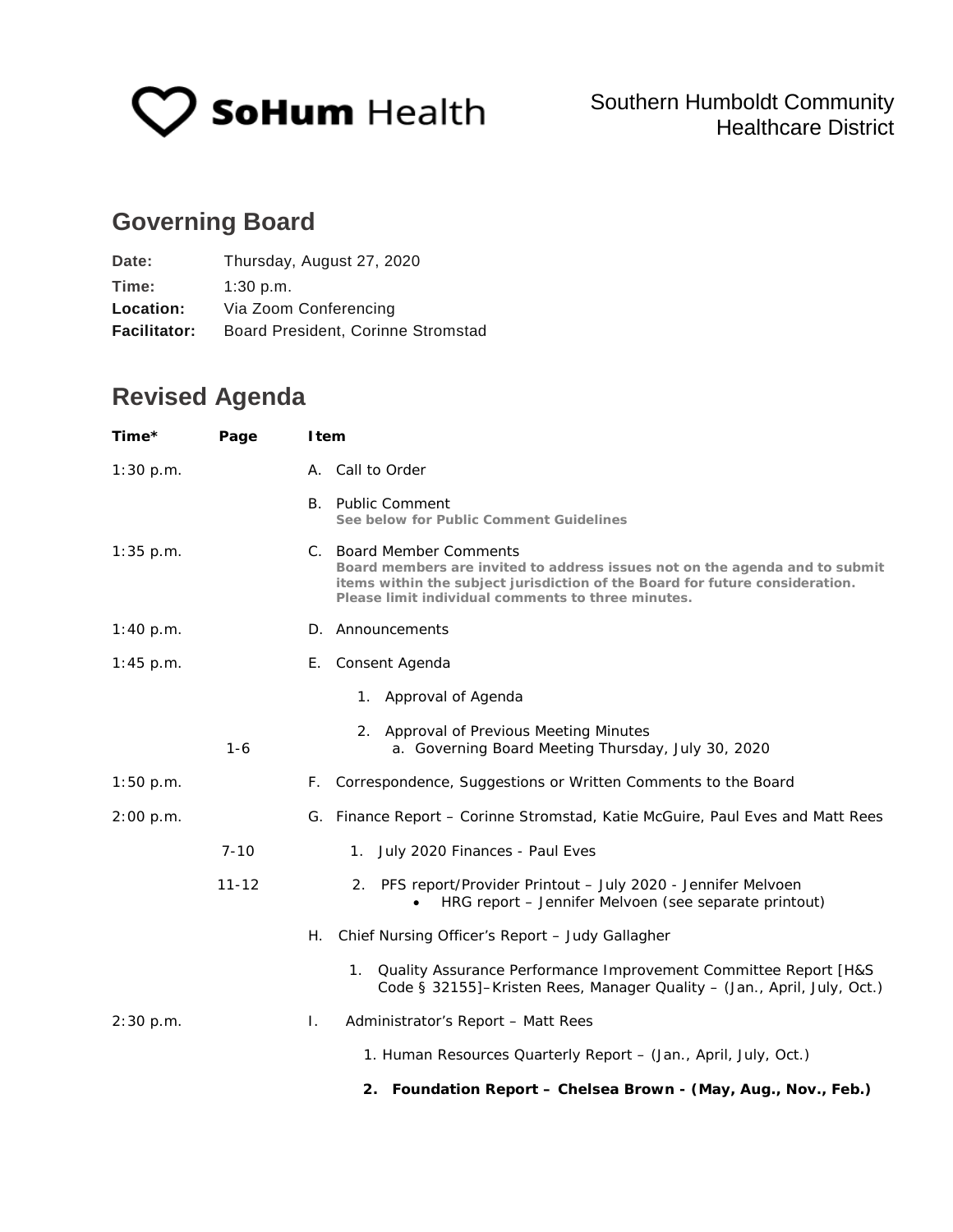SoHum Health

Southern Humboldt Community Healthcare District

## Governing Board

**Date:** Thursday, August 27, 2020
**Time:** 1:30 p.m.
**Location:** Via Zoom Conferencing
**Facilitator:** Board President, Corinne Stromstad

## Revised Agenda

| Time* | Page | Item |
|---|---|---|
| 1:30 p.m. | | A. Call to Order |
| | | B. Public Comment<br>**See below for Public Comment Guidelines** |
| 1:35 p.m. | | C. Board Member Comments<br>**Board members are invited to address issues not on the agenda and to submit items within the subject jurisdiction of the Board for future consideration. Please limit individual comments to three minutes.** |
| 1:40 p.m. | | D. Announcements |
| 1:45 p.m. | | E. Consent Agenda |
| | | 1. Approval of Agenda |
| | 1-6 | 2. Approval of Previous Meeting Minutes<br>a. Governing Board Meeting Thursday, July 30, 2020 |
| 1:50 p.m. | | F. Correspondence, Suggestions or Written Comments to the Board |
| 2:00 p.m. | | G. Finance Report – Corinne Stromstad, Katie McGuire, Paul Eves and Matt Rees |
| | 7-10 | 1. July 2020 Finances - Paul Eves |
| | 11-12 | 2. PFS report/Provider Printout – July 2020 - Jennifer Melvoen<br>• HRG report – Jennifer Melvoen (see separate printout) |
| | | H. Chief Nursing Officer's Report – Judy Gallagher |
| | | 1. Quality Assurance Performance Improvement Committee Report [H&S Code § 32155]–Kristen Rees, Manager Quality – (Jan., April, July, Oct.) |
| 2:30 p.m. | | I. Administrator's Report – Matt Rees |
| | | 1. Human Resources Quarterly Report – (Jan., April, July, Oct.) |
| | | **2. Foundation Report – Chelsea Brown - (May, Aug., Nov., Feb.)** |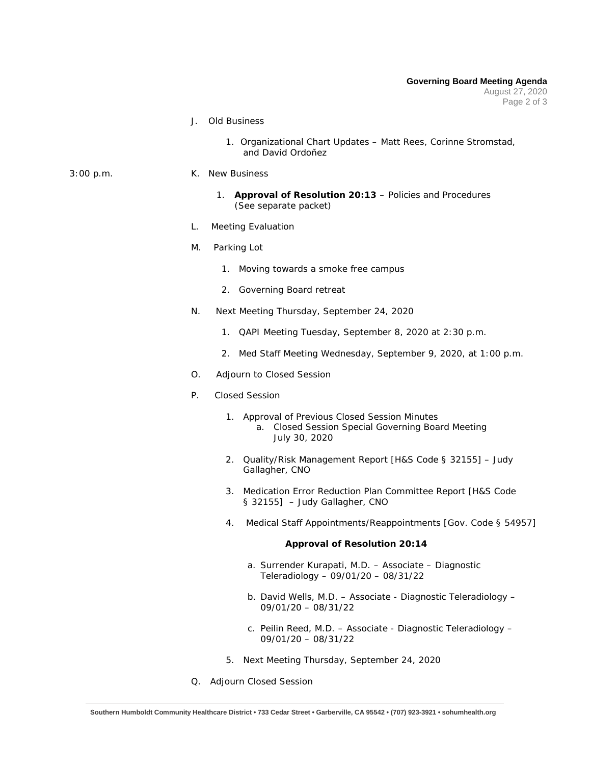J. Old Business

1. Organizational Chart Updates – Matt Rees, Corinne Stromstad, and David Ordoñez

3:00 p.m. K. New Business

1. **Approval of Resolution 20:13** – Policies and Procedures (See separate packet)

L. Meeting Evaluation

M. Parking Lot

1. Moving towards a smoke free campus
2. Governing Board retreat

N. Next Meeting Thursday, September 24, 2020

1. QAPI Meeting Tuesday, September 8, 2020 at 2:30 p.m.
2. Med Staff Meeting Wednesday, September 9, 2020, at 1:00 p.m.

O. Adjourn to Closed Session

P. Closed Session

1. Approval of Previous Closed Session Minutes
   a. Closed Session Special Governing Board Meeting July 30, 2020
2. Quality/Risk Management Report [H&S Code § 32155] – Judy Gallagher, CNO
3. Medication Error Reduction Plan Committee Report [H&S Code § 32155] – Judy Gallagher, CNO
4. Medical Staff Appointments/Reappointments [Gov. Code § 54957]

   **Approval of Resolution 20:14**

   a. Surrender Kurapati, M.D. – Associate – Diagnostic Teleradiology – 09/01/20 – 08/31/22
   b. David Wells, M.D. – Associate - Diagnostic Teleradiology – 09/01/20 – 08/31/22
   c. Peilin Reed, M.D. – Associate - Diagnostic Teleradiology – 09/01/20 – 08/31/22
5. Next Meeting Thursday, September 24, 2020

Q. Adjourn Closed Session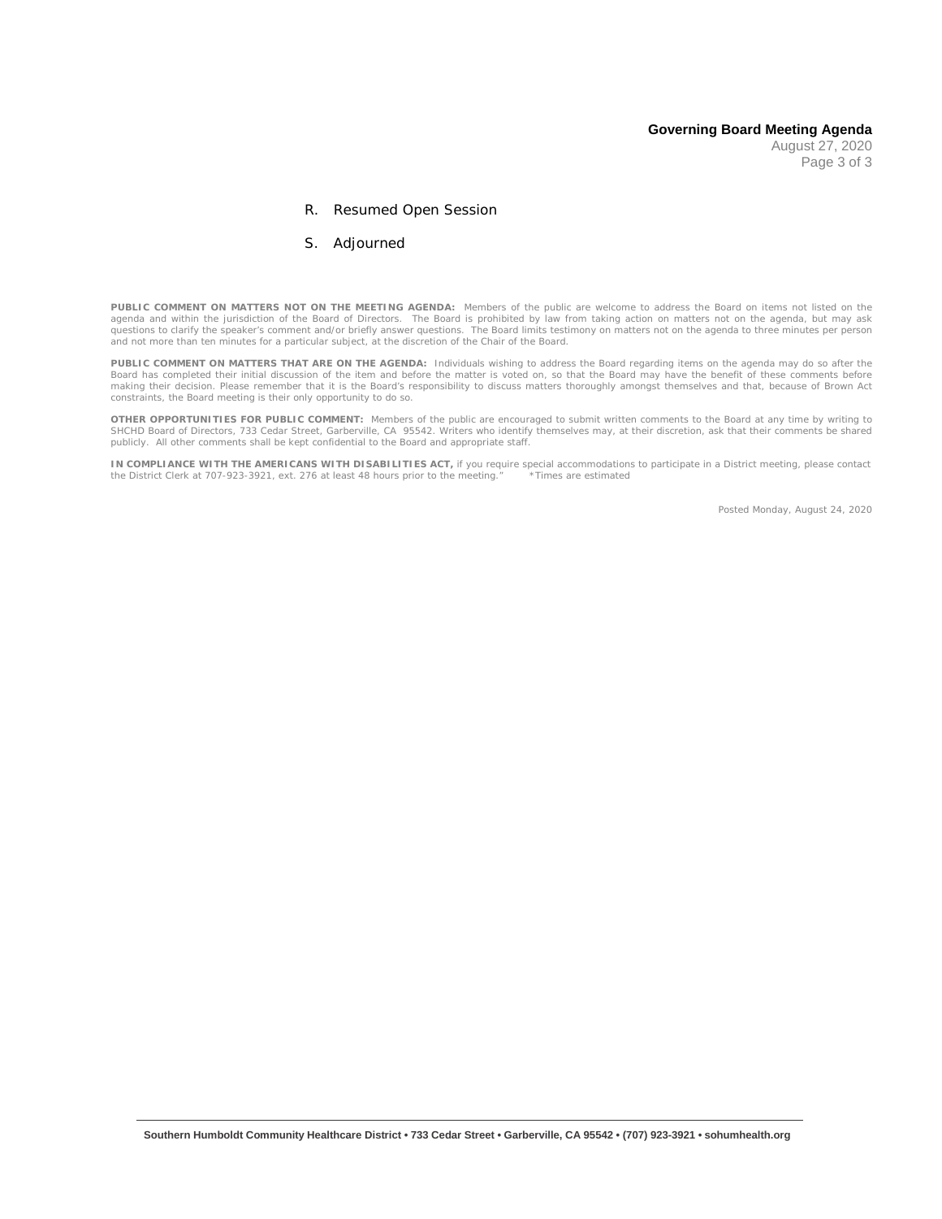R. Resumed Open Session

S. Adjourned

**PUBLIC COMMENT ON MATTERS NOT ON THE MEETING AGENDA:** Members of the public are welcome to address the Board on items not listed on the agenda and within the jurisdiction of the Board of Directors. The Board is prohibited by law from taking action on matters not on the agenda, but may ask questions to clarify the speaker's comment and/or briefly answer questions. The Board limits testimony on matters not on the agenda to three minutes per person and not more than ten minutes for a particular subject, at the discretion of the Chair of the Board.

**PUBLIC COMMENT ON MATTERS THAT ARE ON THE AGENDA:** Individuals wishing to address the Board regarding items on the agenda may do so after the Board has completed their initial discussion of the item and before the matter is voted on, so that the Board may have the benefit of these comments before making their decision. Please remember that it is the Board's responsibility to discuss matters thoroughly amongst themselves and that, because of Brown Act constraints, the Board meeting is their only opportunity to do so.

**OTHER OPPORTUNITIES FOR PUBLIC COMMENT:** Members of the public are encouraged to submit written comments to the Board at any time by writing to SHCHD Board of Directors, 733 Cedar Street, Garberville, CA 95542. Writers who identify themselves may, at their discretion, ask that their comments be shared publicly. All other comments shall be kept confidential to the Board and appropriate staff.

**IN COMPLIANCE WITH THE AMERICANS WITH DISABILITIES ACT,** if you require special accommodations to participate in a District meeting, please contact the District Clerk at 707-923-3921, ext. 276 at least 48 hours prior to the meeting." *Times are estimated

Posted Monday, August 24, 2020